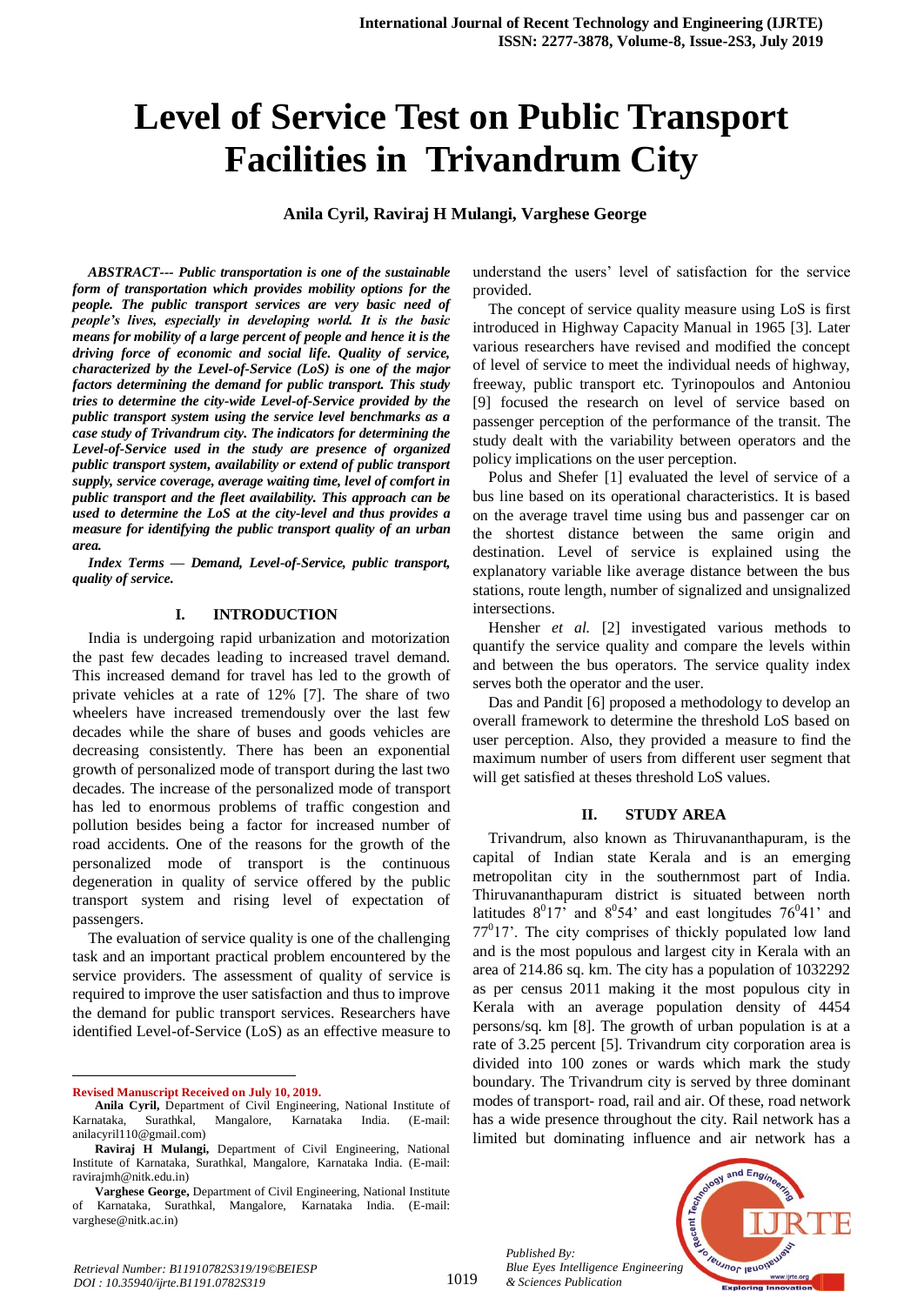# Level of Service Test on Public Transport Facilities in Trivandrum City

**Anila Cyril, Raviraj H Mulangi, Varghese George**

***ABSTRACT--- Public transportation is one of the sustainable form of transportation which provides mobility options for the people. The public transport services are very basic need of people's lives, especially in developing world. It is the basic means for mobility of a large percent of people and hence it is the driving force of economic and social life. Quality of service, characterized by the Level-of-Service (LoS) is one of the major factors determining the demand for public transport. This study tries to determine the city-wide Level-of-Service provided by the public transport system using the service level benchmarks as a case study of Trivandrum city. The indicators for determining the Level-of-Service used in the study are presence of organized public transport system, availability or extend of public transport supply, service coverage, average waiting time, level of comfort in public transport and the fleet availability. This approach can be used to determine the LoS at the city-level and thus provides a measure for identifying the public transport quality of an urban area.***

***Index Terms — Demand, Level-of-Service, public transport, quality of service.***

## I. INTRODUCTION

India is undergoing rapid urbanization and motorization the past few decades leading to increased travel demand. This increased demand for travel has led to the growth of private vehicles at a rate of 12% [7]. The share of two wheelers have increased tremendously over the last few decades while the share of buses and goods vehicles are decreasing consistently. There has been an exponential growth of personalized mode of transport during the last two decades. The increase of the personalized mode of transport has led to enormous problems of traffic congestion and pollution besides being a factor for increased number of road accidents. One of the reasons for the growth of the personalized mode of transport is the continuous degeneration in quality of service offered by the public transport system and rising level of expectation of passengers.

The evaluation of service quality is one of the challenging task and an important practical problem encountered by the service providers. The assessment of quality of service is required to improve the user satisfaction and thus to improve the demand for public transport services. Researchers have identified Level-of-Service (LoS) as an effective measure to understand the users' level of satisfaction for the service provided.

The concept of service quality measure using LoS is first introduced in Highway Capacity Manual in 1965 [3]. Later various researchers have revised and modified the concept of level of service to meet the individual needs of highway, freeway, public transport etc. Tyrinopoulos and Antoniou [9] focused the research on level of service based on passenger perception of the performance of the transit. The study dealt with the variability between operators and the policy implications on the user perception.

Polus and Shefer [1] evaluated the level of service of a bus line based on its operational characteristics. It is based on the average travel time using bus and passenger car on the shortest distance between the same origin and destination. Level of service is explained using the explanatory variable like average distance between the bus stations, route length, number of signalized and unsignalized intersections.

Hensher *et al.* [2] investigated various methods to quantify the service quality and compare the levels within and between the bus operators. The service quality index serves both the operator and the user.

Das and Pandit [6] proposed a methodology to develop an overall framework to determine the threshold LoS based on user perception. Also, they provided a measure to find the maximum number of users from different user segment that will get satisfied at theses threshold LoS values.

## II. STUDY AREA

Trivandrum, also known as Thiruvananthapuram, is the capital of Indian state Kerala and is an emerging metropolitan city in the southernmost part of India. Thiruvananthapuram district is situated between north latitudes $8^0 17'$ and $8^0 54'$ and east longitudes $76^0 41'$ and $77^0 17'$. The city comprises of thickly populated low land and is the most populous and largest city in Kerala with an area of 214.86 sq. km. The city has a population of 1032292 as per census 2011 making it the most populous city in Kerala with an average population density of 4454 persons/sq. km [8]. The growth of urban population is at a rate of 3.25 percent [5]. Trivandrum city corporation area is divided into 100 zones or wards which mark the study boundary. The Trivandrum city is served by three dominant modes of transport- road, rail and air. Of these, road network has a wide presence throughout the city. Rail network has a limited but dominating influence and air network has a

---

**Revised Manuscript Received on July 10, 2019.**

**Anila Cyril,** Department of Civil Engineering, National Institute of Karnataka, Surathkal, Mangalore, Karnataka India. (E-mail: anilacyril110@gmail.com)

**Raviraj H Mulangi,** Department of Civil Engineering, National Institute of Karnataka, Surathkal, Mangalore, Karnataka India. (E-mail: ravirajmh@nitk.edu.in)

**Varghese George,** Department of Civil Engineering, National Institute of Karnataka, Surathkal, Mangalore, Karnataka India. (E-mail: varghese@nitk.ac.in)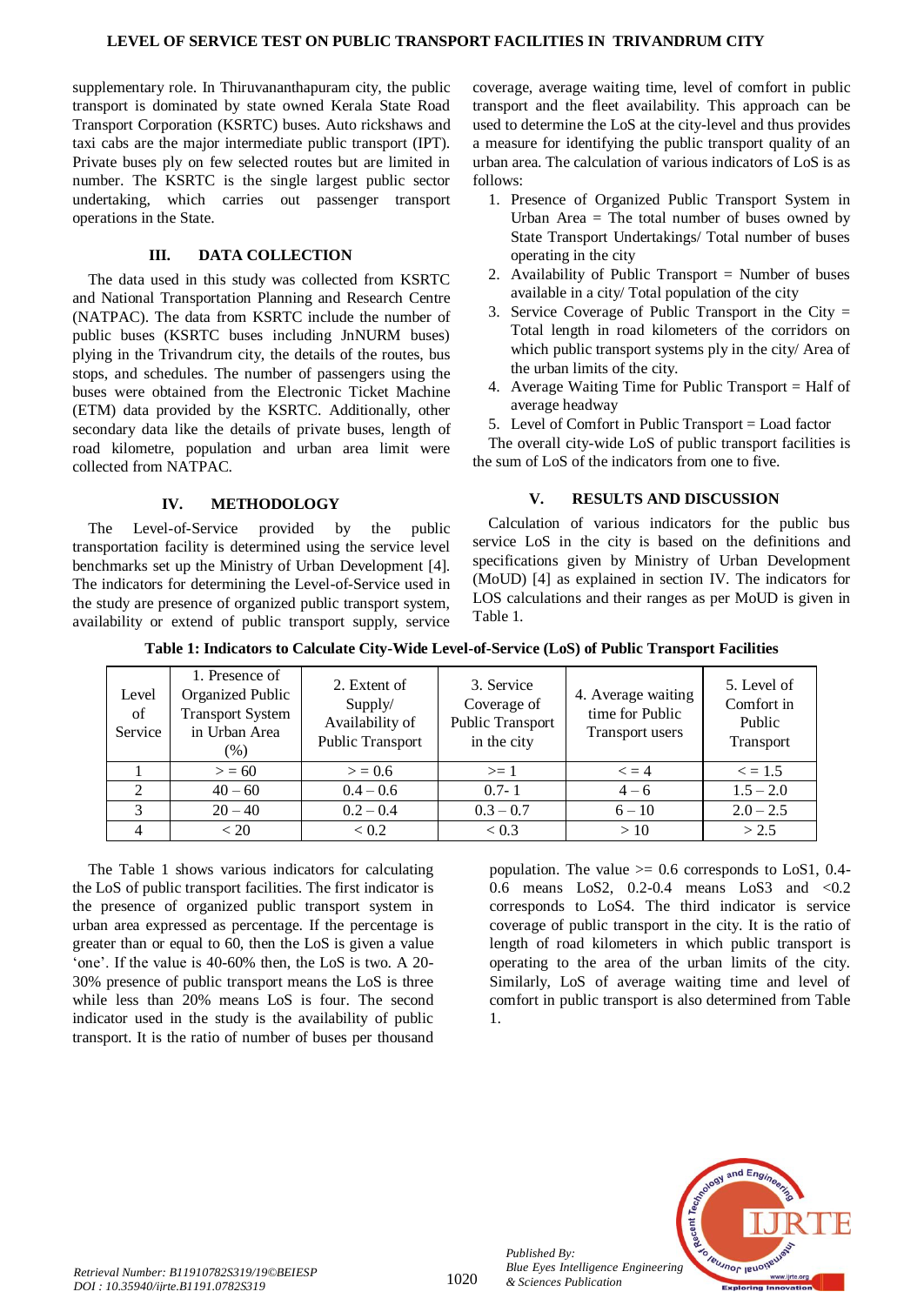supplementary role. In Thiruvananthapuram city, the public transport is dominated by state owned Kerala State Road Transport Corporation (KSRTC) buses. Auto rickshaws and taxi cabs are the major intermediate public transport (IPT). Private buses ply on few selected routes but are limited in number. The KSRTC is the single largest public sector undertaking, which carries out passenger transport operations in the State.

## III. DATA COLLECTION

The data used in this study was collected from KSRTC and National Transportation Planning and Research Centre (NATPAC). The data from KSRTC include the number of public buses (KSRTC buses including JnNURM buses) plying in the Trivandrum city, the details of the routes, bus stops, and schedules. The number of passengers using the buses were obtained from the Electronic Ticket Machine (ETM) data provided by the KSRTC. Additionally, other secondary data like the details of private buses, length of road kilometre, population and urban area limit were collected from NATPAC.

## IV. METHODOLOGY

The Level-of-Service provided by the public transportation facility is determined using the service level benchmarks set up the Ministry of Urban Development [4]. The indicators for determining the Level-of-Service used in the study are presence of organized public transport system, availability or extend of public transport supply, service coverage, average waiting time, level of comfort in public transport and the fleet availability. This approach can be used to determine the LoS at the city-level and thus provides a measure for identifying the public transport quality of an urban area. The calculation of various indicators of LoS is as follows:

1. Presence of Organized Public Transport System in Urban Area = The total number of buses owned by State Transport Undertakings/ Total number of buses operating in the city
2. Availability of Public Transport = Number of buses available in a city/ Total population of the city
3. Service Coverage of Public Transport in the City = Total length in road kilometers of the corridors on which public transport systems ply in the city/ Area of the urban limits of the city.
4. Average Waiting Time for Public Transport = Half of average headway
5. Level of Comfort in Public Transport = Load factor

The overall city-wide LoS of public transport facilities is the sum of LoS of the indicators from one to five.

## V. RESULTS AND DISCUSSION

Calculation of various indicators for the public bus service LoS in the city is based on the definitions and specifications given by Ministry of Urban Development (MoUD) [4] as explained in section IV. The indicators for LOS calculations and their ranges as per MoUD is given in Table 1.

**Table 1: Indicators to Calculate City-Wide Level-of-Service (LoS) of Public Transport Facilities**

| Level of Service | 1. Presence of Organized Public Transport System in Urban Area (%) | 2. Extent of Supply/ Availability of Public Transport | 3. Service Coverage of Public Transport in the city | 4. Average waiting time for Public Transport users | 5. Level of Comfort in Public Transport |
|---|---|---|---|---|---|
| 1 | > = 60 | > = 0.6 | >= 1 | < = 4 | < = 1.5 |
| 2 | 40 – 60 | 0.4 – 0.6 | 0.7- 1 | 4 – 6 | 1.5 – 2.0 |
| 3 | 20 – 40 | 0.2 – 0.4 | 0.3 – 0.7 | 6 – 10 | 2.0 – 2.5 |
| 4 | < 20 | < 0.2 | < 0.3 | > 10 | > 2.5 |

The Table 1 shows various indicators for calculating the LoS of public transport facilities. The first indicator is the presence of organized public transport system in urban area expressed as percentage. If the percentage is greater than or equal to 60, then the LoS is given a value 'one'. If the value is 40-60% then, the LoS is two. A 20-30% presence of public transport means the LoS is three while less than 20% means LoS is four. The second indicator used in the study is the availability of public transport. It is the ratio of number of buses per thousand population. The value >= 0.6 corresponds to LoS1, 0.4-0.6 means LoS2, 0.2-0.4 means LoS3 and <0.2 corresponds to LoS4. The third indicator is service coverage of public transport in the city. It is the ratio of length of road kilometers in which public transport is operating to the area of the urban limits of the city. Similarly, LoS of average waiting time and level of comfort in public transport is also determined from Table 1.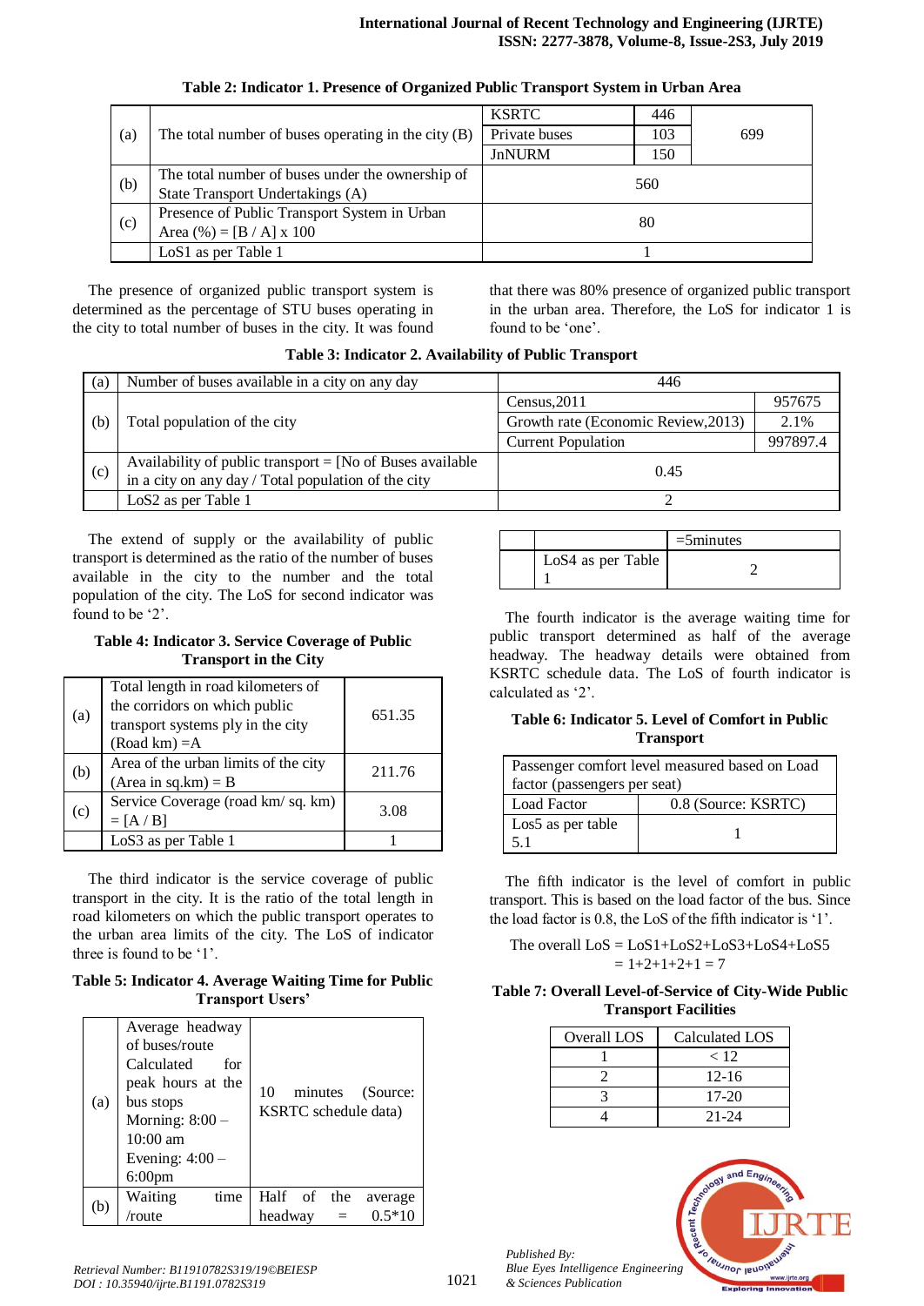**Table 2: Indicator 1. Presence of Organized Public Transport System in Urban Area**

| | | | | |
|---|---|---|---|---|
| (a) | The total number of buses operating in the city (B) | KSRTC | 446 | 699 |
| | | Private buses | 103 | |
| | | JnNURM | 150 | |
| (b) | The total number of buses under the ownership of State Transport Undertakings (A) | 560 | | |
| (c) | Presence of Public Transport System in Urban Area (%) = [B / A] x 100 | 80 | | |
| | LoS1 as per Table 1 | 1 | | |

The presence of organized public transport system is determined as the percentage of STU buses operating in the city to total number of buses in the city. It was found that there was 80% presence of organized public transport in the urban area. Therefore, the LoS for indicator 1 is found to be 'one'.

**Table 3: Indicator 2. Availability of Public Transport**

| | | | |
|---|---|---|---|
| (a) | Number of buses available in a city on any day | 446 | |
| (b) | Total population of the city | Census,2011 | 957675 |
| | | Growth rate (Economic Review,2013) | 2.1% |
| | | Current Population | 997897.4 |
| (c) | Availability of public transport = [No of Buses available in a city on any day / Total population of the city | 0.45 | |
| | LoS2 as per Table 1 | 2 | |

The extend of supply or the availability of public transport is determined as the ratio of the number of buses available in the city to the number and the total population of the city. The LoS for second indicator was found to be '2'.

**Table 4: Indicator 3. Service Coverage of Public Transport in the City**

| | | |
|---|---|---|
| (a) | Total length in road kilometers of the corridors on which public transport systems ply in the city (Road km) =A | 651.35 |
| (b) | Area of the urban limits of the city (Area in sq.km) = B | 211.76 |
| (c) | Service Coverage (road km/ sq. km) = [A / B] | 3.08 |
| | LoS3 as per Table 1 | 1 |

The third indicator is the service coverage of public transport in the city. It is the ratio of the total length in road kilometers on which the public transport operates to the urban area limits of the city. The LoS of indicator three is found to be '1'.

**Table 5: Indicator 4. Average Waiting Time for Public Transport Users'**

| | | |
|---|---|---|
| (a) | Average headway of buses/route Calculated for peak hours at the bus stops Morning: 8:00 – 10:00 am Evening: 4:00 – 6:00pm | 10 minutes (Source: KSRTC schedule data) |
| (b) | Waiting time /route | Half of the average headway = 0.5*10 =5minutes |
| | LoS4 as per Table 1 | 2 |

The fourth indicator is the average waiting time for public transport determined as half of the average headway. The headway details were obtained from KSRTC schedule data. The LoS of fourth indicator is calculated as '2'.

**Table 6: Indicator 5. Level of Comfort in Public Transport**

| | |
|---|---|
| Passenger comfort level measured based on Load factor (passengers per seat) | |
| Load Factor | 0.8 (Source: KSRTC) |
| Los5 as per table 5.1 | 1 |

The fifth indicator is the level of comfort in public transport. This is based on the load factor of the bus. Since the load factor is 0.8, the LoS of the fifth indicator is '1'.

The overall LoS = LoS1+LoS2+LoS3+LoS4+LoS5
= 1+2+1+2+1 = 7

**Table 7: Overall Level-of-Service of City-Wide Public Transport Facilities**

| Overall LOS | Calculated LOS |
|---|---|
| 1 | < 12 |
| 2 | 12-16 |
| 3 | 17-20 |
| 4 | 21-24 |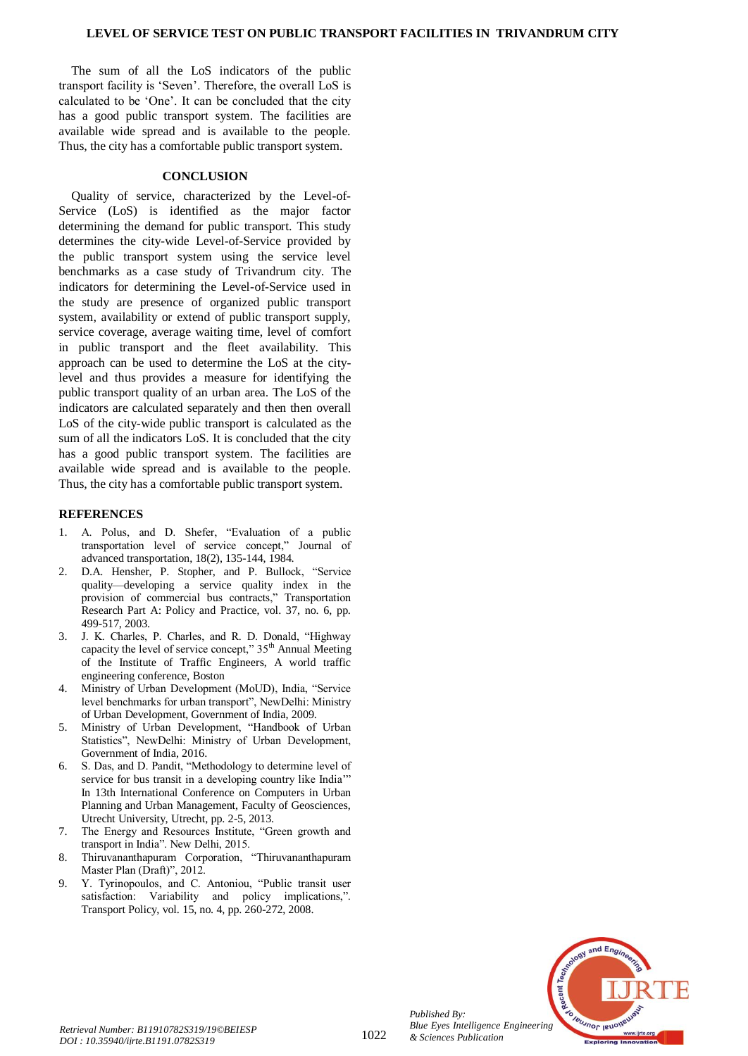The sum of all the LoS indicators of the public transport facility is 'Seven'. Therefore, the overall LoS is calculated to be 'One'. It can be concluded that the city has a good public transport system. The facilities are available wide spread and is available to the people. Thus, the city has a comfortable public transport system.

## CONCLUSION

Quality of service, characterized by the Level-of-Service (LoS) is identified as the major factor determining the demand for public transport. This study determines the city-wide Level-of-Service provided by the public transport system using the service level benchmarks as a case study of Trivandrum city. The indicators for determining the Level-of-Service used in the study are presence of organized public transport system, availability or extend of public transport supply, service coverage, average waiting time, level of comfort in public transport and the fleet availability. This approach can be used to determine the LoS at the city-level and thus provides a measure for identifying the public transport quality of an urban area. The LoS of the indicators are calculated separately and then then overall LoS of the city-wide public transport is calculated as the sum of all the indicators LoS. It is concluded that the city has a good public transport system. The facilities are available wide spread and is available to the people. Thus, the city has a comfortable public transport system.

## REFERENCES

1. A. Polus, and D. Shefer, "Evaluation of a public transportation level of service concept," Journal of advanced transportation, 18(2), 135-144, 1984.
2. D.A. Hensher, P. Stopher, and P. Bullock, "Service quality—developing a service quality index in the provision of commercial bus contracts," Transportation Research Part A: Policy and Practice, vol. 37, no. 6, pp. 499-517, 2003.
3. J. K. Charles, P. Charles, and R. D. Donald, "Highway capacity the level of service concept," 35th Annual Meeting of the Institute of Traffic Engineers, A world traffic engineering conference, Boston
4. Ministry of Urban Development (MoUD), India, "Service level benchmarks for urban transport", NewDelhi: Ministry of Urban Development, Government of India, 2009.
5. Ministry of Urban Development, "Handbook of Urban Statistics", NewDelhi: Ministry of Urban Development, Government of India, 2016.
6. S. Das, and D. Pandit, "Methodology to determine level of service for bus transit in a developing country like India'" In 13th International Conference on Computers in Urban Planning and Urban Management, Faculty of Geosciences, Utrecht University, Utrecht, pp. 2-5, 2013.
7. The Energy and Resources Institute, "Green growth and transport in India". New Delhi, 2015.
8. Thiruvananthapuram Corporation, "Thiruvananthapuram Master Plan (Draft)", 2012.
9. Y. Tyrinopoulos, and C. Antoniou, "Public transit user satisfaction: Variability and policy implications,". Transport Policy, vol. 15, no. 4, pp. 260-272, 2008.